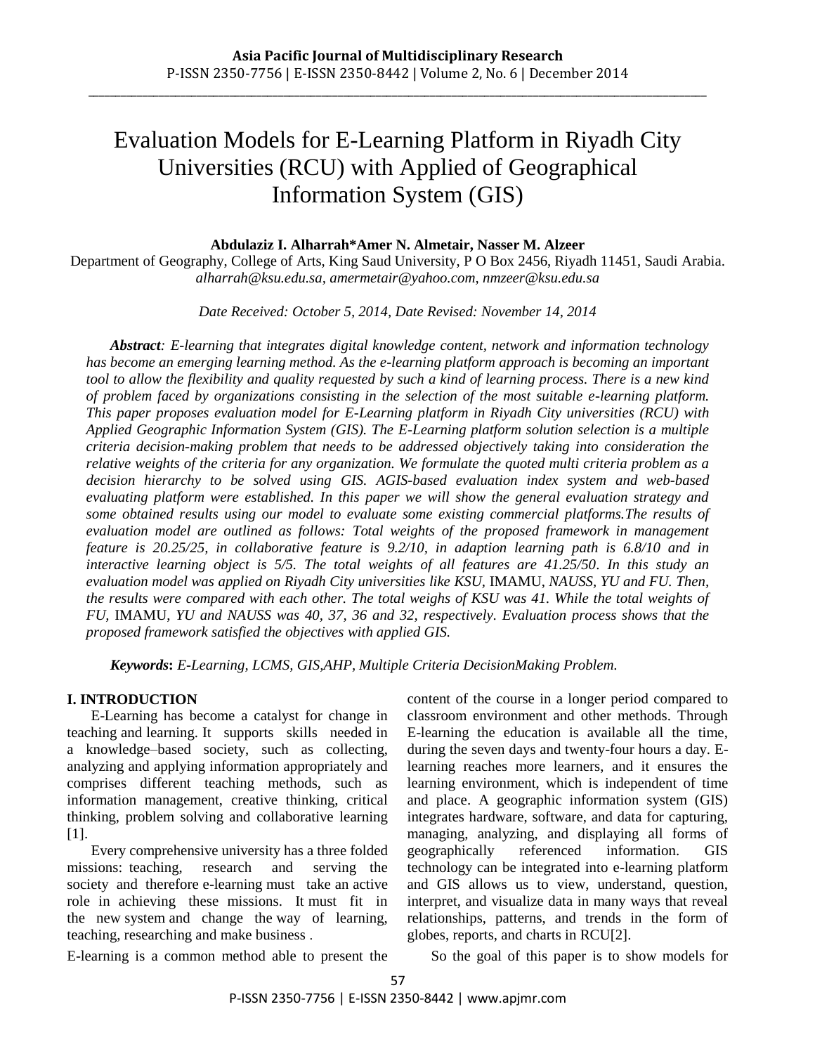# Evaluation Models for E-Learning Platform in Riyadh City Universities (RCU) with Applied of Geographical Information System (GIS)

**Abdulaziz I. Alharrah*Amer N. Almetair, Nasser M. Alzeer**

Department of Geography, College of Arts, King Saud University, P O Box 2456, Riyadh 11451, Saudi Arabia.
*alharrah@ksu.edu.sa, amermetair@yahoo.com, nmzeer@ksu.edu.sa*

*Date Received: October 5, 2014, Date Revised: November 14, 2014*

***Abstract**: E-learning that integrates digital knowledge content, network and information technology has become an emerging learning method. As the e-learning platform approach is becoming an important tool to allow the flexibility and quality requested by such a kind of learning process. There is a new kind of problem faced by organizations consisting in the selection of the most suitable e-learning platform. This paper proposes evaluation model for E-Learning platform in Riyadh City universities (RCU) with Applied Geographic Information System (GIS). The E-Learning platform solution selection is a multiple criteria decision-making problem that needs to be addressed objectively taking into consideration the relative weights of the criteria for any organization. We formulate the quoted multi criteria problem as a decision hierarchy to be solved using GIS. AGIS-based evaluation index system and web-based evaluating platform were established. In this paper we will show the general evaluation strategy and some obtained results using our model to evaluate some existing commercial platforms.The results of evaluation model are outlined as follows: Total weights of the proposed framework in management feature is 20.25/25, in collaborative feature is 9.2/10, in adaption learning path is 6.8/10 and in interactive learning object is 5/5. The total weights of all features are 41.25/50. In this study an evaluation model was applied on Riyadh City universities like KSU,* IMAMU*, NAUSS, YU and FU. Then, the results were compared with each other. The total weighs of KSU was 41. While the total weights of FU,* IMAMU*, YU and NAUSS was 40, 37, 36 and 32, respectively. Evaluation process shows that the proposed framework satisfied the objectives with applied GIS.*

***Keywords**: E-Learning, LCMS, GIS,AHP, Multiple Criteria DecisionMaking Problem.*

## I. INTRODUCTION

E-Learning has become a catalyst for change in teaching and learning. It supports skills needed in a knowledge–based society, such as collecting, analyzing and applying information appropriately and comprises different teaching methods, such as information management, creative thinking, critical thinking, problem solving and collaborative learning [1].

Every comprehensive university has a three folded missions: teaching, research and serving the society and therefore e-learning must take an active role in achieving these missions. It must fit in the new system and change the way of learning, teaching, researching and make business .

E-learning is a common method able to present the content of the course in a longer period compared to classroom environment and other methods. Through E-learning the education is available all the time, during the seven days and twenty-four hours a day. E-learning reaches more learners, and it ensures the learning environment, which is independent of time and place. A geographic information system (GIS) integrates hardware, software, and data for capturing, managing, analyzing, and displaying all forms of geographically referenced information. GIS technology can be integrated into e-learning platform and GIS allows us to view, understand, question, interpret, and visualize data in many ways that reveal relationships, patterns, and trends in the form of globes, reports, and charts in RCU[2].

So the goal of this paper is to show models for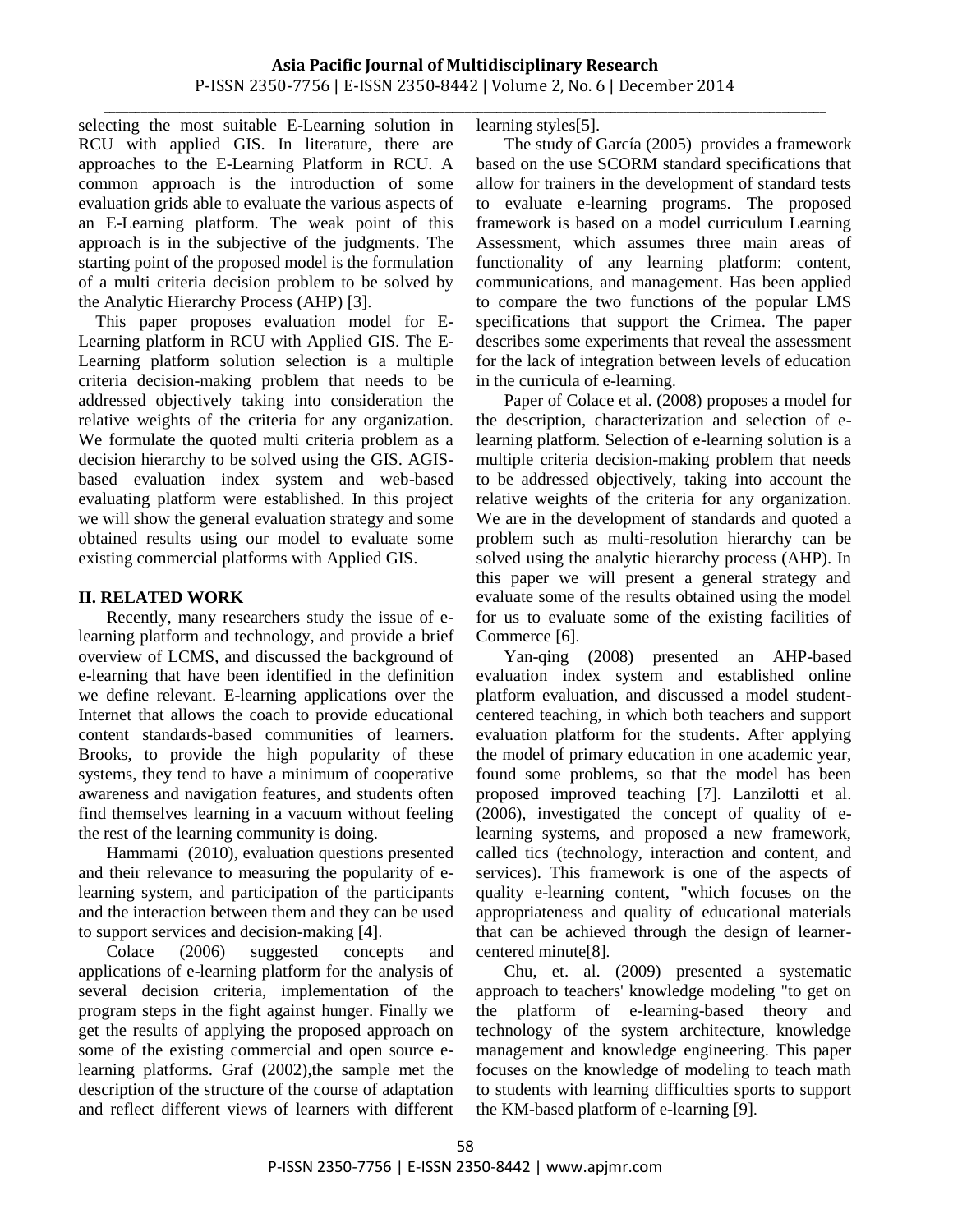selecting the most suitable E-Learning solution in RCU with applied GIS. In literature, there are approaches to the E-Learning Platform in RCU. A common approach is the introduction of some evaluation grids able to evaluate the various aspects of an E-Learning platform. The weak point of this approach is in the subjective of the judgments. The starting point of the proposed model is the formulation of a multi criteria decision problem to be solved by the Analytic Hierarchy Process (AHP) [3].

This paper proposes evaluation model for E-Learning platform in RCU with Applied GIS. The E-Learning platform solution selection is a multiple criteria decision-making problem that needs to be addressed objectively taking into consideration the relative weights of the criteria for any organization. We formulate the quoted multi criteria problem as a decision hierarchy to be solved using the GIS. AGIS-based evaluation index system and web-based evaluating platform were established. In this project we will show the general evaluation strategy and some obtained results using our model to evaluate some existing commercial platforms with Applied GIS.

## II. RELATED WORK

Recently, many researchers study the issue of e-learning platform and technology, and provide a brief overview of LCMS, and discussed the background of e-learning that have been identified in the definition we define relevant. E-learning applications over the Internet that allows the coach to provide educational content standards-based communities of learners. Brooks, to provide the high popularity of these systems, they tend to have a minimum of cooperative awareness and navigation features, and students often find themselves learning in a vacuum without feeling the rest of the learning community is doing.

Hammami (2010), evaluation questions presented and their relevance to measuring the popularity of e-learning system, and participation of the participants and the interaction between them and they can be used to support services and decision-making [4].

Colace (2006) suggested concepts and applications of e-learning platform for the analysis of several decision criteria, implementation of the program steps in the fight against hunger. Finally we get the results of applying the proposed approach on some of the existing commercial and open source e-learning platforms. Graf (2002),the sample met the description of the structure of the course of adaptation and reflect different views of learners with different learning styles[5].

The study of García (2005) provides a framework based on the use SCORM standard specifications that allow for trainers in the development of standard tests to evaluate e-learning programs. The proposed framework is based on a model curriculum Learning Assessment, which assumes three main areas of functionality of any learning platform: content, communications, and management. Has been applied to compare the two functions of the popular LMS specifications that support the Crimea. The paper describes some experiments that reveal the assessment for the lack of integration between levels of education in the curricula of e-learning.

Paper of Colace et al. (2008) proposes a model for the description, characterization and selection of e-learning platform. Selection of e-learning solution is a multiple criteria decision-making problem that needs to be addressed objectively, taking into account the relative weights of the criteria for any organization. We are in the development of standards and quoted a problem such as multi-resolution hierarchy can be solved using the analytic hierarchy process (AHP). In this paper we will present a general strategy and evaluate some of the results obtained using the model for us to evaluate some of the existing facilities of Commerce [6].

Yan-qing (2008) presented an AHP-based evaluation index system and established online platform evaluation, and discussed a model student-centered teaching, in which both teachers and support evaluation platform for the students. After applying the model of primary education in one academic year, found some problems, so that the model has been proposed improved teaching [7]. Lanzilotti et al. (2006), investigated the concept of quality of e-learning systems, and proposed a new framework, called tics (technology, interaction and content, and services). This framework is one of the aspects of quality e-learning content, "which focuses on the appropriateness and quality of educational materials that can be achieved through the design of learner-centered minute[8].

Chu, et. al. (2009) presented a systematic approach to teachers' knowledge modeling "to get on the platform of e-learning-based theory and technology of the system architecture, knowledge management and knowledge engineering. This paper focuses on the knowledge of modeling to teach math to students with learning difficulties sports to support the KM-based platform of e-learning [9].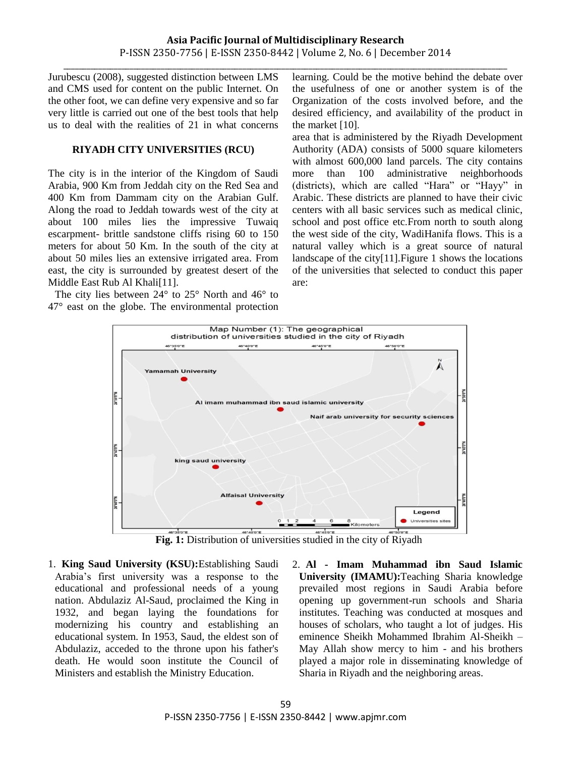Jurubescu (2008), suggested distinction between LMS and CMS used for content on the public Internet. On the other foot, we can define very expensive and so far very little is carried out one of the best tools that help us to deal with the realities of 21 in what concerns learning. Could be the motive behind the debate over the usefulness of one or another system is of the Organization of the costs involved before, and the desired efficiency, and availability of the product in the market [10].

## RIYADH CITY UNIVERSITIES (RCU)

The city is in the interior of the Kingdom of Saudi Arabia, 900 Km from Jeddah city on the Red Sea and 400 Km from Dammam city on the Arabian Gulf. Along the road to Jeddah towards west of the city at about 100 miles lies the impressive Tuwaiq escarpment- brittle sandstone cliffs rising 60 to 150 meters for about 50 Km. In the south of the city at about 50 miles lies an extensive irrigated area. From east, the city is surrounded by greatest desert of the Middle East Rub Al Khali[11].

The city lies between 24° to 25° North and 46° to 47° east on the globe. The environmental protection area that is administered by the Riyadh Development Authority (ADA) consists of 5000 square kilometers with almost 600,000 land parcels. The city contains more than 100 administrative neighborhoods (districts), which are called "Hara" or "Hayy" in Arabic. These districts are planned to have their civic centers with all basic services such as medical clinic, school and post office etc.From north to south along the west side of the city, WadiHanifa flows. This is a natural valley which is a great source of natural landscape of the city[11].Figure 1 shows the locations of the universities that selected to conduct this paper are:

**Fig. 1:** Distribution of universities studied in the city of Riyadh

1. **King Saud University (KSU):**Establishing Saudi Arabia's first university was a response to the educational and professional needs of a young nation. Abdulaziz Al-Saud, proclaimed the King in 1932, and began laying the foundations for modernizing his country and establishing an educational system. In 1953, Saud, the eldest son of Abdulaziz, acceded to the throne upon his father's death. He would soon institute the Council of Ministers and establish the Ministry Education.
2. **Al - Imam Muhammad ibn Saud Islamic University (IMAMU):**Teaching Sharia knowledge prevailed most regions in Saudi Arabia before opening up government-run schools and Sharia institutes. Teaching was conducted at mosques and houses of scholars, who taught a lot of judges. His eminence Sheikh Mohammed Ibrahim Al-Sheikh – May Allah show mercy to him - and his brothers played a major role in disseminating knowledge of Sharia in Riyadh and the neighboring areas.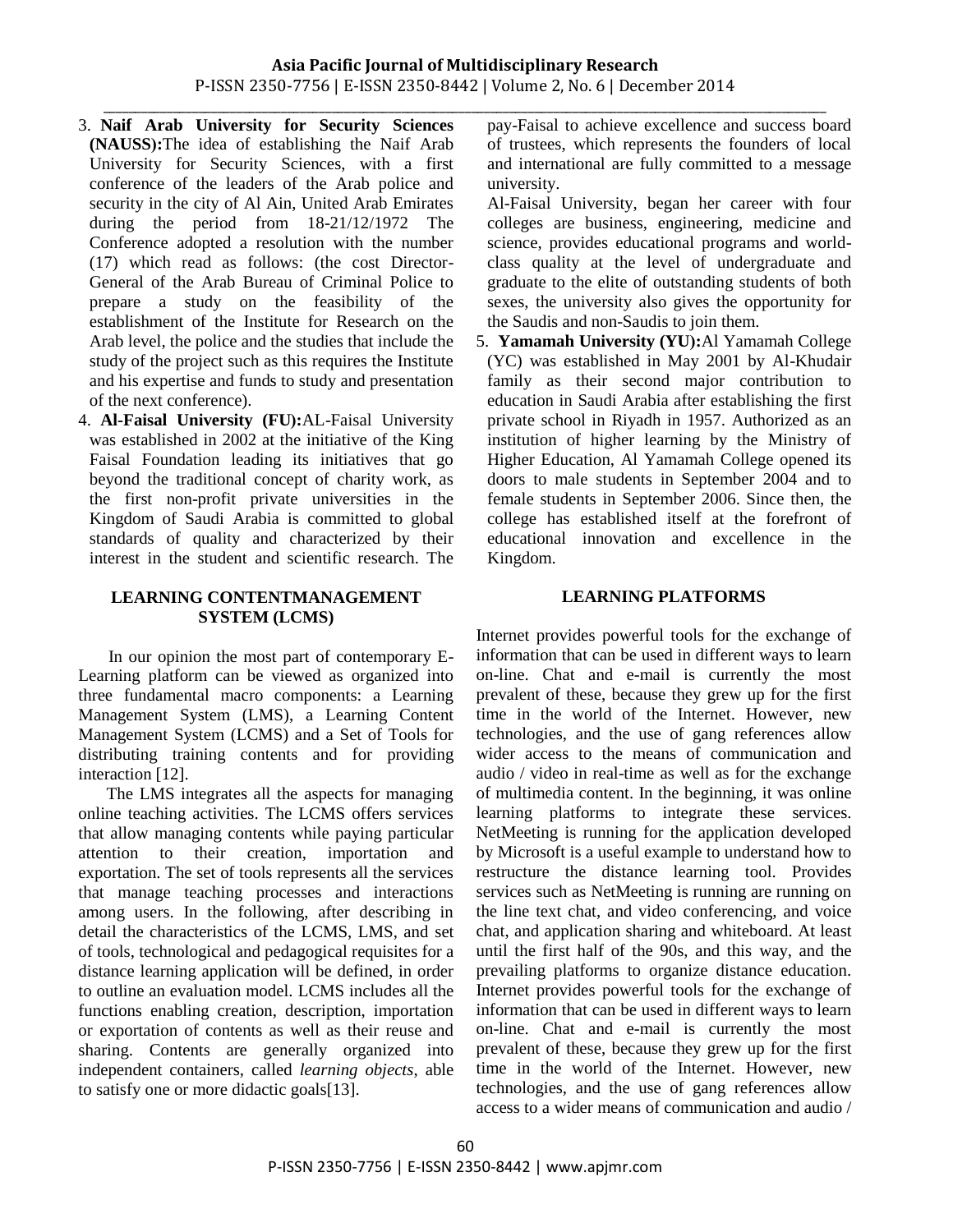3. **Naif Arab University for Security Sciences (NAUSS):**The idea of establishing the Naif Arab University for Security Sciences, with a first conference of the leaders of the Arab police and security in the city of Al Ain, United Arab Emirates during the period from 18-21/12/1972 The Conference adopted a resolution with the number (17) which read as follows: (the cost Director-General of the Arab Bureau of Criminal Police to prepare a study on the feasibility of the establishment of the Institute for Research on the Arab level, the police and the studies that include the study of the project such as this requires the Institute and his expertise and funds to study and presentation of the next conference).
4. **Al-Faisal University (FU):**AL-Faisal University was established in 2002 at the initiative of the King Faisal Foundation leading its initiatives that go beyond the traditional concept of charity work, as the first non-profit private universities in the Kingdom of Saudi Arabia is committed to global standards of quality and characterized by their interest in the student and scientific research. The pay-Faisal to achieve excellence and success board of trustees, which represents the founders of local and international are fully committed to a message university.

   Al-Faisal University, began her career with four colleges are business, engineering, medicine and science, provides educational programs and world-class quality at the level of undergraduate and graduate to the elite of outstanding students of both sexes, the university also gives the opportunity for the Saudis and non-Saudis to join them.
5. **Yamamah University (YU):**Al Yamamah College (YC) was established in May 2001 by Al-Khudair family as their second major contribution to education in Saudi Arabia after establishing the first private school in Riyadh in 1957. Authorized as an institution of higher learning by the Ministry of Higher Education, Al Yamamah College opened its doors to male students in September 2004 and to female students in September 2006. Since then, the college has established itself at the forefront of educational innovation and excellence in the Kingdom.

## LEARNING CONTENTMANAGEMENT SYSTEM (LCMS)

In our opinion the most part of contemporary E-Learning platform can be viewed as organized into three fundamental macro components: a Learning Management System (LMS), a Learning Content Management System (LCMS) and a Set of Tools for distributing training contents and for providing interaction [12].

The LMS integrates all the aspects for managing online teaching activities. The LCMS offers services that allow managing contents while paying particular attention to their creation, importation and exportation. The set of tools represents all the services that manage teaching processes and interactions among users. In the following, after describing in detail the characteristics of the LCMS, LMS, and set of tools, technological and pedagogical requisites for a distance learning application will be defined, in order to outline an evaluation model. LCMS includes all the functions enabling creation, description, importation or exportation of contents as well as their reuse and sharing. Contents are generally organized into independent containers, called *learning objects*, able to satisfy one or more didactic goals[13].

## LEARNING PLATFORMS

Internet provides powerful tools for the exchange of information that can be used in different ways to learn on-line. Chat and e-mail is currently the most prevalent of these, because they grew up for the first time in the world of the Internet. However, new technologies, and the use of gang references allow wider access to the means of communication and audio / video in real-time as well as for the exchange of multimedia content. In the beginning, it was online learning platforms to integrate these services. NetMeeting is running for the application developed by Microsoft is a useful example to understand how to restructure the distance learning tool. Provides services such as NetMeeting is running are running on the line text chat, and video conferencing, and voice chat, and application sharing and whiteboard. At least until the first half of the 90s, and this way, and the prevailing platforms to organize distance education. Internet provides powerful tools for the exchange of information that can be used in different ways to learn on-line. Chat and e-mail is currently the most prevalent of these, because they grew up for the first time in the world of the Internet. However, new technologies, and the use of gang references allow access to a wider means of communication and audio /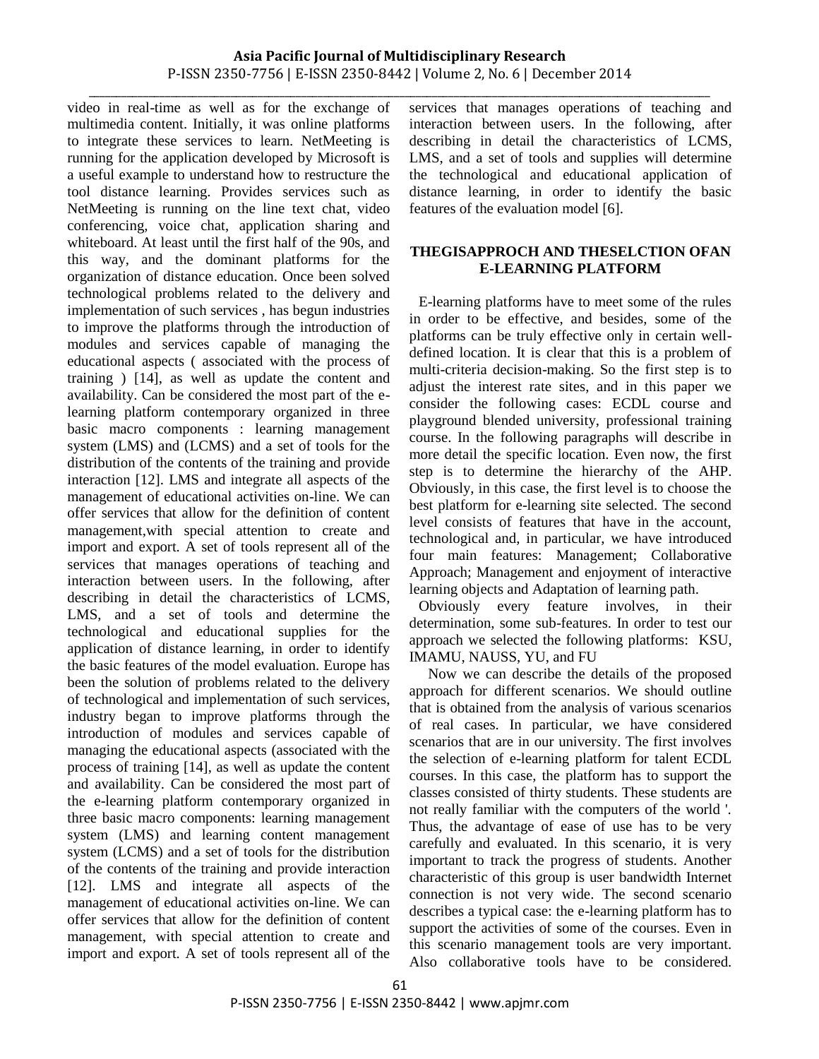video in real-time as well as for the exchange of multimedia content. Initially, it was online platforms to integrate these services to learn. NetMeeting is running for the application developed by Microsoft is a useful example to understand how to restructure the tool distance learning. Provides services such as NetMeeting is running on the line text chat, video conferencing, voice chat, application sharing and whiteboard. At least until the first half of the 90s, and this way, and the dominant platforms for the organization of distance education. Once been solved technological problems related to the delivery and implementation of such services , has begun industries to improve the platforms through the introduction of modules and services capable of managing the educational aspects ( associated with the process of training ) [14], as well as update the content and availability. Can be considered the most part of the e-learning platform contemporary organized in three basic macro components : learning management system (LMS) and (LCMS) and a set of tools for the distribution of the contents of the training and provide interaction [12]. LMS and integrate all aspects of the management of educational activities on-line. We can offer services that allow for the definition of content management,with special attention to create and import and export. A set of tools represent all of the services that manages operations of teaching and interaction between users. In the following, after describing in detail the characteristics of LCMS, LMS, and a set of tools and determine the technological and educational supplies for the application of distance learning, in order to identify the basic features of the model evaluation. Europe has been the solution of problems related to the delivery of technological and implementation of such services, industry began to improve platforms through the introduction of modules and services capable of managing the educational aspects (associated with the process of training [14], as well as update the content and availability. Can be considered the most part of the e-learning platform contemporary organized in three basic macro components: learning management system (LMS) and learning content management system (LCMS) and a set of tools for the distribution of the contents of the training and provide interaction [12]. LMS and integrate all aspects of the management of educational activities on-line. We can offer services that allow for the definition of content management, with special attention to create and import and export. A set of tools represent all of the services that manages operations of teaching and interaction between users. In the following, after describing in detail the characteristics of LCMS, LMS, and a set of tools and supplies will determine the technological and educational application of distance learning, in order to identify the basic features of the evaluation model [6].

## THEGISAPPROCH AND THESELCTION OFAN E-LEARNING PLATFORM

E-learning platforms have to meet some of the rules in order to be effective, and besides, some of the platforms can be truly effective only in certain well-defined location. It is clear that this is a problem of multi-criteria decision-making. So the first step is to adjust the interest rate sites, and in this paper we consider the following cases: ECDL course and playground blended university, professional training course. In the following paragraphs will describe in more detail the specific location. Even now, the first step is to determine the hierarchy of the AHP. Obviously, in this case, the first level is to choose the best platform for e-learning site selected. The second level consists of features that have in the account, technological and, in particular, we have introduced four main features: Management; Collaborative Approach; Management and enjoyment of interactive learning objects and Adaptation of learning path.

Obviously every feature involves, in their determination, some sub-features. In order to test our approach we selected the following platforms: KSU, IMAMU, NAUSS, YU, and FU

Now we can describe the details of the proposed approach for different scenarios. We should outline that is obtained from the analysis of various scenarios of real cases. In particular, we have considered scenarios that are in our university. The first involves the selection of e-learning platform for talent ECDL courses. In this case, the platform has to support the classes consisted of thirty students. These students are not really familiar with the computers of the world '. Thus, the advantage of ease of use has to be very carefully and evaluated. In this scenario, it is very important to track the progress of students. Another characteristic of this group is user bandwidth Internet connection is not very wide. The second scenario describes a typical case: the e-learning platform has to support the activities of some of the courses. Even in this scenario management tools are very important. Also collaborative tools have to be considered.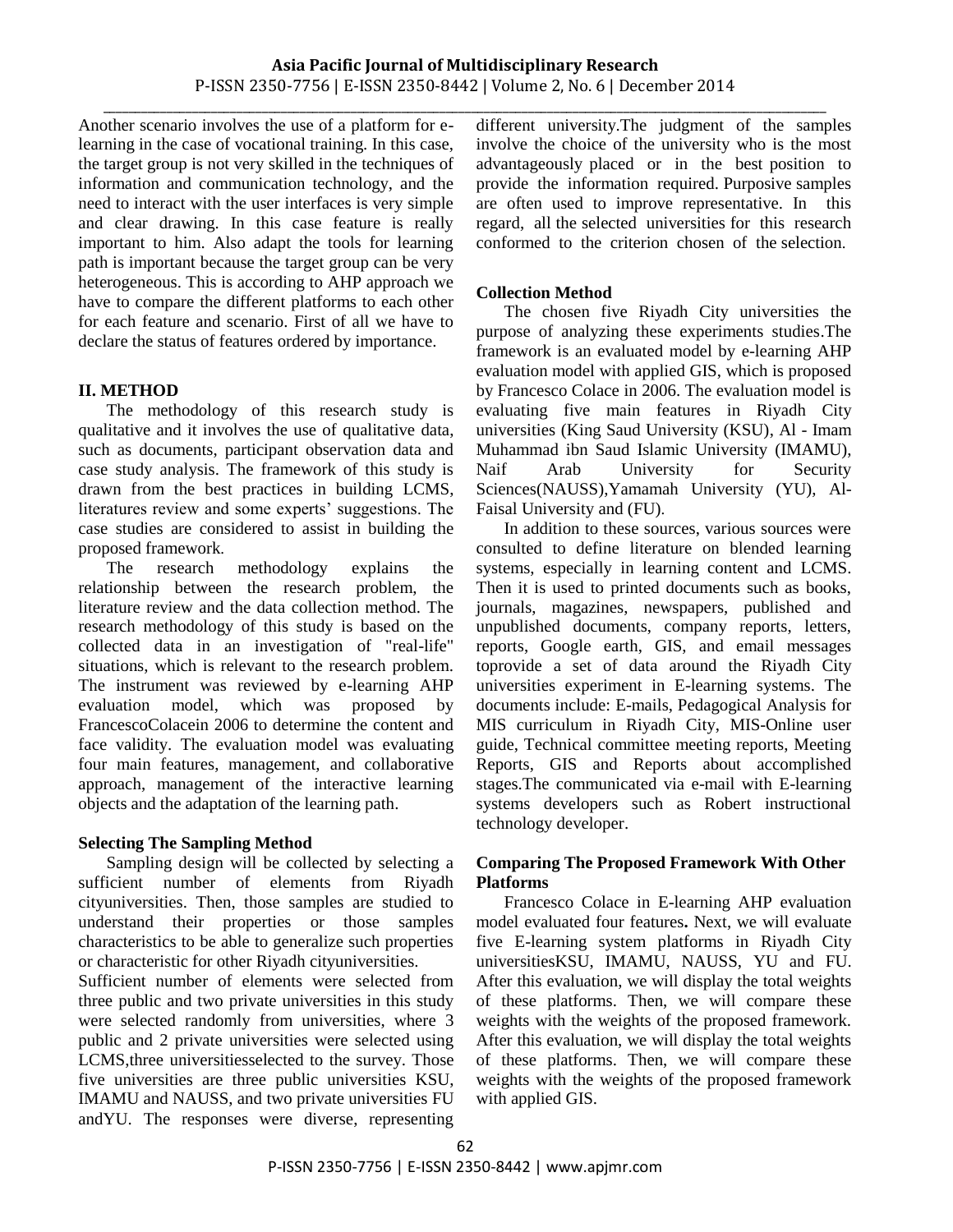Another scenario involves the use of a platform for e-learning in the case of vocational training. In this case, the target group is not very skilled in the techniques of information and communication technology, and the need to interact with the user interfaces is very simple and clear drawing. In this case feature is really important to him. Also adapt the tools for learning path is important because the target group can be very heterogeneous. This is according to AHP approach we have to compare the different platforms to each other for each feature and scenario. First of all we have to declare the status of features ordered by importance.

## II. METHOD

The methodology of this research study is qualitative and it involves the use of qualitative data, such as documents, participant observation data and case study analysis. The framework of this study is drawn from the best practices in building LCMS, literatures review and some experts' suggestions. The case studies are considered to assist in building the proposed framework.

The research methodology explains the relationship between the research problem, the literature review and the data collection method. The research methodology of this study is based on the collected data in an investigation of "real-life" situations, which is relevant to the research problem. The instrument was reviewed by e-learning AHP evaluation model, which was proposed by FrancescoColacein 2006 to determine the content and face validity. The evaluation model was evaluating four main features, management, and collaborative approach, management of the interactive learning objects and the adaptation of the learning path.

### Selecting The Sampling Method

Sampling design will be collected by selecting a sufficient number of elements from Riyadh cityuniversities. Then, those samples are studied to understand their properties or those samples characteristics to be able to generalize such properties or characteristic for other Riyadh cityuniversities.

Sufficient number of elements were selected from three public and two private universities in this study were selected randomly from universities, where 3 public and 2 private universities were selected using LCMS,three universitiesselected to the survey. Those five universities are three public universities KSU, IMAMU and NAUSS, and two private universities FU andYU. The responses were diverse, representing different university.The judgment of the samples involve the choice of the university who is the most advantageously placed or in the best position to provide the information required. Purposive samples are often used to improve representative. In this regard, all the selected universities for this research conformed to the criterion chosen of the selection.

### Collection Method

The chosen five Riyadh City universities the purpose of analyzing these experiments studies.The framework is an evaluated model by e-learning AHP evaluation model with applied GIS, which is proposed by Francesco Colace in 2006. The evaluation model is evaluating five main features in Riyadh City universities (King Saud University (KSU), Al - Imam Muhammad ibn Saud Islamic University (IMAMU), Naif Arab University for Security Sciences(NAUSS),Yamamah University (YU), Al-Faisal University and (FU).

In addition to these sources, various sources were consulted to define literature on blended learning systems, especially in learning content and LCMS. Then it is used to printed documents such as books, journals, magazines, newspapers, published and unpublished documents, company reports, letters, reports, Google earth, GIS, and email messages toprovide a set of data around the Riyadh City universities experiment in E-learning systems. The documents include: E-mails, Pedagogical Analysis for MIS curriculum in Riyadh City, MIS-Online user guide, Technical committee meeting reports, Meeting Reports, GIS and Reports about accomplished stages.The communicated via e-mail with E-learning systems developers such as Robert instructional technology developer.

### Comparing The Proposed Framework With Other Platforms

Francesco Colace in E-learning AHP evaluation model evaluated four features**.** Next, we will evaluate five E-learning system platforms in Riyadh City universitiesKSU, IMAMU, NAUSS, YU and FU. After this evaluation, we will display the total weights of these platforms. Then, we will compare these weights with the weights of the proposed framework. After this evaluation, we will display the total weights of these platforms. Then, we will compare these weights with the weights of the proposed framework with applied GIS.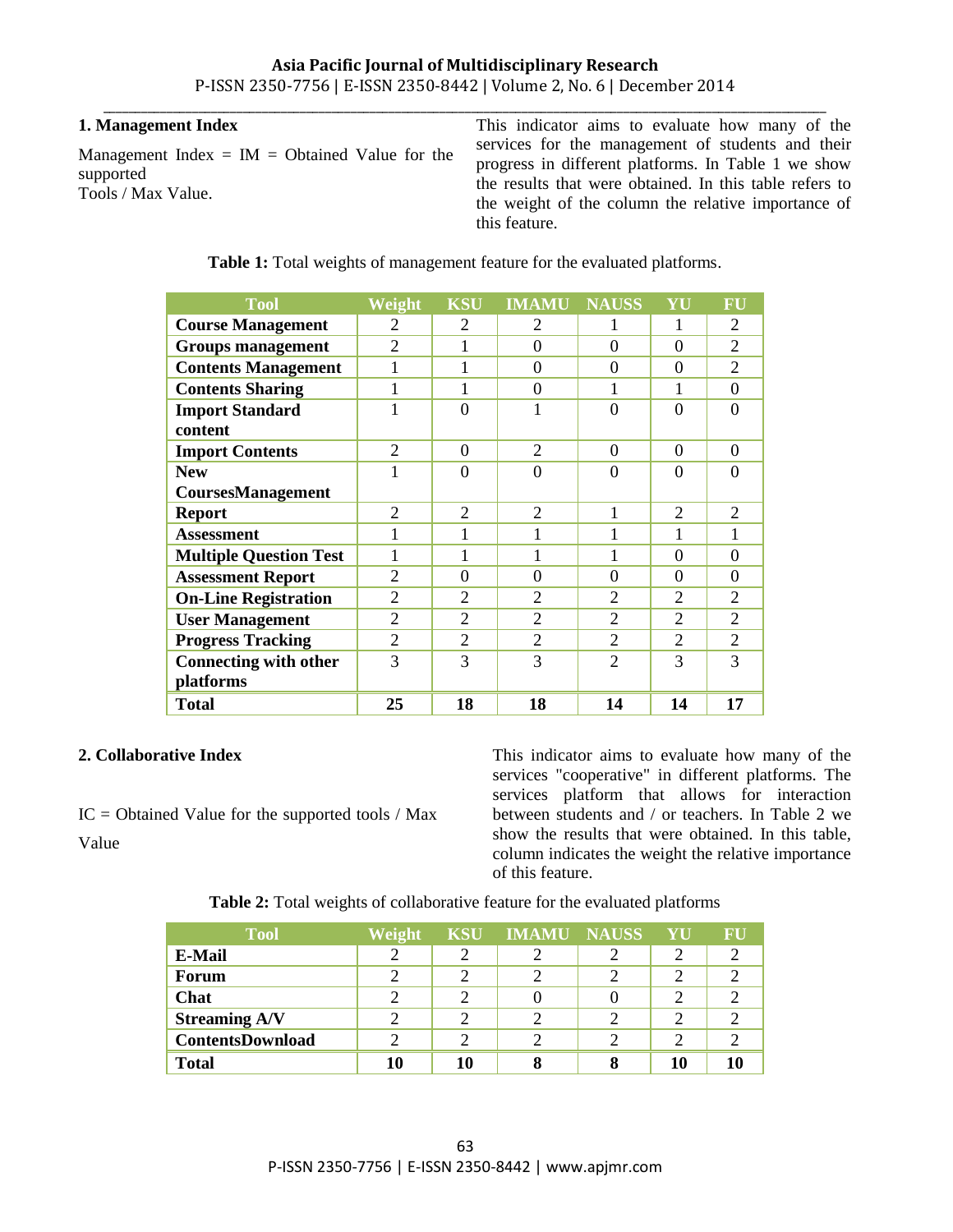## 1. Management Index

Management Index = IM = Obtained Value for the supported Tools / Max Value.

This indicator aims to evaluate how many of the services for the management of students and their progress in different platforms. In Table 1 we show the results that were obtained. In this table refers to the weight of the column the relative importance of this feature.

**Table 1:** Total weights of management feature for the evaluated platforms.

| Tool | Weight | KSU | IMAMU | NAUSS | YU | FU |
|---|---|---|---|---|---|---|
| **Course Management** | 2 | 2 | 2 | 1 | 1 | 2 |
| **Groups management** | 2 | 1 | 0 | 0 | 0 | 2 |
| **Contents Management** | 1 | 1 | 0 | 0 | 0 | 2 |
| **Contents Sharing** | 1 | 1 | 0 | 1 | 1 | 0 |
| **Import Standard content** | 1 | 0 | 1 | 0 | 0 | 0 |
| **Import Contents** | 2 | 0 | 2 | 0 | 0 | 0 |
| **New CoursesManagement** | 1 | 0 | 0 | 0 | 0 | 0 |
| **Report** | 2 | 2 | 2 | 1 | 2 | 2 |
| **Assessment** | 1 | 1 | 1 | 1 | 1 | 1 |
| **Multiple Question Test** | 1 | 1 | 1 | 1 | 0 | 0 |
| **Assessment Report** | 2 | 0 | 0 | 0 | 0 | 0 |
| **On-Line Registration** | 2 | 2 | 2 | 2 | 2 | 2 |
| **User Management** | 2 | 2 | 2 | 2 | 2 | 2 |
| **Progress Tracking** | 2 | 2 | 2 | 2 | 2 | 2 |
| **Connecting with other platforms** | 3 | 3 | 3 | 2 | 3 | 3 |
| **Total** | **25** | **18** | **18** | **14** | **14** | **17** |

## 2. Collaborative Index

IC = Obtained Value for the supported tools / Max Value

This indicator aims to evaluate how many of the services "cooperative" in different platforms. The services platform that allows for interaction between students and / or teachers. In Table 2 we show the results that were obtained. In this table, column indicates the weight the relative importance of this feature.

**Table 2:** Total weights of collaborative feature for the evaluated platforms

| Tool | Weight | KSU | IMAMU | NAUSS | YU | FU |
|---|---|---|---|---|---|---|
| **E-Mail** | 2 | 2 | 2 | 2 | 2 | 2 |
| **Forum** | 2 | 2 | 2 | 2 | 2 | 2 |
| **Chat** | 2 | 2 | 0 | 0 | 2 | 2 |
| **Streaming A/V** | 2 | 2 | 2 | 2 | 2 | 2 |
| **ContentsDownload** | 2 | 2 | 2 | 2 | 2 | 2 |
| **Total** | **10** | **10** | **8** | **8** | **10** | **10** |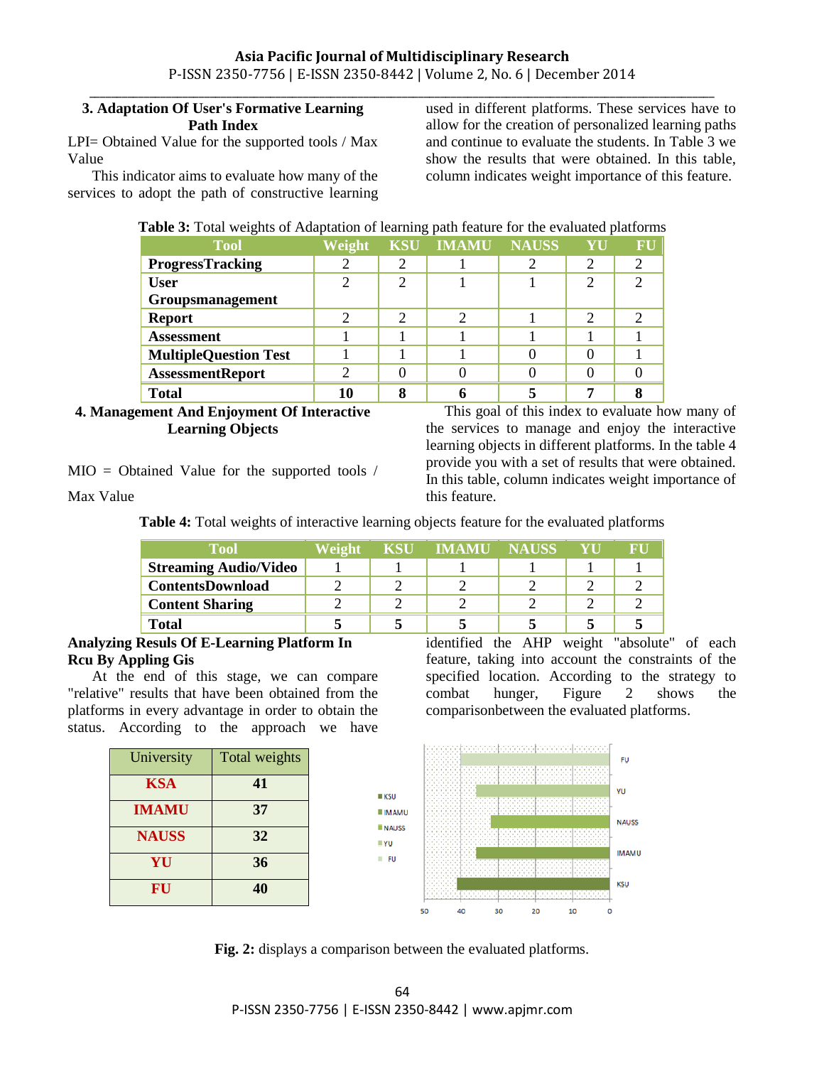### 3. Adaptation Of User's Formative Learning Path Index

LPI= Obtained Value for the supported tools / Max Value

This indicator aims to evaluate how many of the services to adopt the path of constructive learning used in different platforms. These services have to allow for the creation of personalized learning paths and continue to evaluate the students. In Table 3 we show the results that were obtained. In this table, column indicates weight importance of this feature.

**Table 3:** Total weights of Adaptation of learning path feature for the evaluated platforms

| Tool | Weight | KSU | IMAMU | NAUSS | YU | FU |
|---|---|---|---|---|---|---|
| **ProgressTracking** | 2 | 2 | 1 | 2 | 2 | 2 |
| **User Groupsmanagement** | 2 | 2 | 1 | 1 | 2 | 2 |
| **Report** | 2 | 2 | 2 | 1 | 2 | 2 |
| **Assessment** | 1 | 1 | 1 | 1 | 1 | 1 |
| **MultipleQuestion Test** | 1 | 1 | 1 | 0 | 0 | 1 |
| **AssessmentReport** | 2 | 0 | 0 | 0 | 0 | 0 |
| **Total** | **10** | **8** | **6** | **5** | **7** | **8** |

### 4. Management And Enjoyment Of Interactive Learning Objects

MIO = Obtained Value for the supported tools / Max Value

This goal of this index to evaluate how many of the services to manage and enjoy the interactive learning objects in different platforms. In the table 4 provide you with a set of results that were obtained. In this table, column indicates weight importance of this feature.

**Table 4:** Total weights of interactive learning objects feature for the evaluated platforms

| Tool | Weight | KSU | IMAMU | NAUSS | YU | FU |
|---|---|---|---|---|---|---|
| **Streaming Audio/Video** | 1 | 1 | 1 | 1 | 1 | 1 |
| **ContentsDownload** | 2 | 2 | 2 | 2 | 2 | 2 |
| **Content Sharing** | 2 | 2 | 2 | 2 | 2 | 2 |
| **Total** | **5** | **5** | **5** | **5** | **5** | **5** |

### Analyzing Resuls Of E-Learning Platform In Rcu By Appling Gis

At the end of this stage, we can compare "relative" results that have been obtained from the platforms in every advantage in order to obtain the status. According to the approach we have identified the AHP weight "absolute" of each feature, taking into account the constraints of the specified location. According to the strategy to combat hunger, Figure 2 shows the comparisonbetween the evaluated platforms.

| University | Total weights |
|---|---|
| **KSA** | **41** |
| **IMAMU** | **37** |
| **NAUSS** | **32** |
| **YU** | **36** |
| **FU** | **40** |

**Fig. 2:** displays a comparison between the evaluated platforms.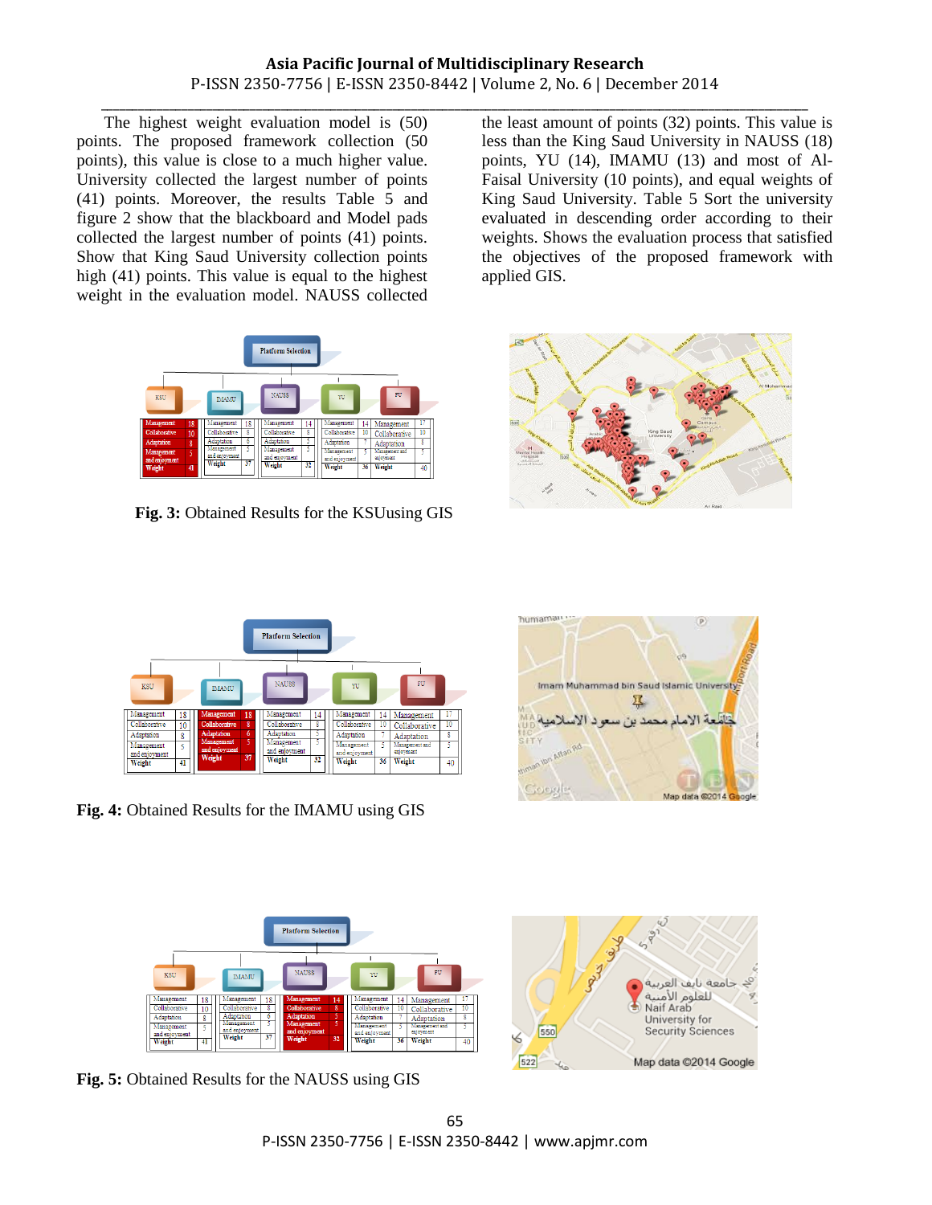The highest weight evaluation model is (50) points. The proposed framework collection (50 points), this value is close to a much higher value. University collected the largest number of points (41) points. Moreover, the results Table 5 and figure 2 show that the blackboard and Model pads collected the largest number of points (41) points. Show that King Saud University collection points high (41) points. This value is equal to the highest weight in the evaluation model. NAUSS collected the least amount of points (32) points. This value is less than the King Saud University in NAUSS (18) points, YU (14), IMAMU (13) and most of Al-Faisal University (10 points), and equal weights of King Saud University. Table 5 Sort the university evaluated in descending order according to their weights. Shows the evaluation process that satisfied the objectives of the proposed framework with applied GIS.

**Fig. 3:** Obtained Results for the KSUusing GIS

**Fig. 4:** Obtained Results for the IMAMU using GIS

**Fig. 5:** Obtained Results for the NAUSS using GIS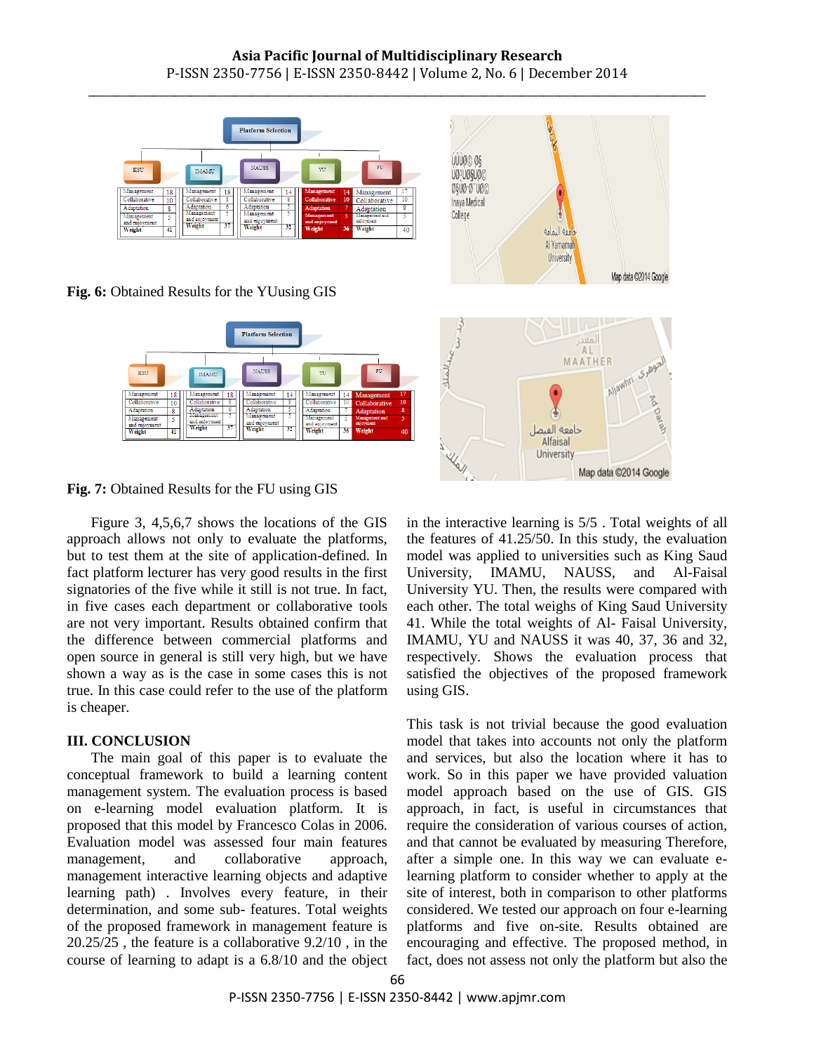**Fig. 6:** Obtained Results for the YUusing GIS

**Fig. 7:** Obtained Results for the FU using GIS

Figure 3, 4,5,6,7 shows the locations of the GIS approach allows not only to evaluate the platforms, but to test them at the site of application-defined. In fact platform lecturer has very good results in the first signatories of the five while it still is not true. In fact, in five cases each department or collaborative tools are not very important. Results obtained confirm that the difference between commercial platforms and open source in general is still very high, but we have shown a way as is the case in some cases this is not true. In this case could refer to the use of the platform is cheaper.

## III. CONCLUSION

The main goal of this paper is to evaluate the conceptual framework to build a learning content management system. The evaluation process is based on e-learning model evaluation platform. It is proposed that this model by Francesco Colas in 2006. Evaluation model was assessed four main features management, and collaborative approach, management interactive learning objects and adaptive learning path) . Involves every feature, in their determination, and some sub- features. Total weights of the proposed framework in management feature is 20.25/25 , the feature is a collaborative 9.2/10 , in the course of learning to adapt is a 6.8/10 and the object in the interactive learning is 5/5 . Total weights of all the features of 41.25/50. In this study, the evaluation model was applied to universities such as King Saud University, IMAMU, NAUSS, and Al-Faisal University YU. Then, the results were compared with each other. The total weighs of King Saud University 41. While the total weights of Al- Faisal University, IMAMU, YU and NAUSS it was 40, 37, 36 and 32, respectively. Shows the evaluation process that satisfied the objectives of the proposed framework using GIS.

This task is not trivial because the good evaluation model that takes into accounts not only the platform and services, but also the location where it has to work. So in this paper we have provided valuation model approach based on the use of GIS. GIS approach, in fact, is useful in circumstances that require the consideration of various courses of action, and that cannot be evaluated by measuring Therefore, after a simple one. In this way we can evaluate e-learning platform to consider whether to apply at the site of interest, both in comparison to other platforms considered. We tested our approach on four e-learning platforms and five on-site. Results obtained are encouraging and effective. The proposed method, in fact, does not assess not only the platform but also the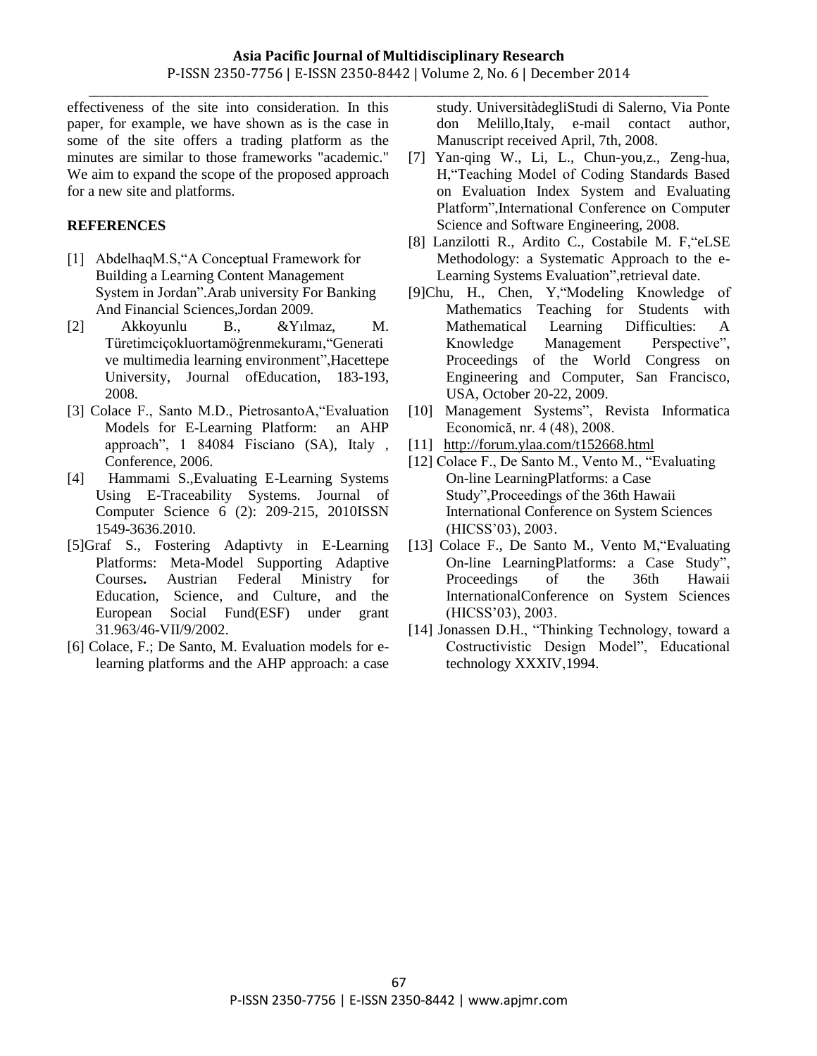effectiveness of the site into consideration. In this paper, for example, we have shown as is the case in some of the site offers a trading platform as the minutes are similar to those frameworks "academic." We aim to expand the scope of the proposed approach for a new site and platforms.

## REFERENCES

[1] AbdelhaqM.S,"A Conceptual Framework for Building a Learning Content Management System in Jordan".Arab university For Banking And Financial Sciences,Jordan 2009.

[2] Akkoyunlu B., &Yılmaz, M. Türetimciçokluortamöğrenmekuramı,"Generative multimedia learning environment",Hacettepe University, Journal ofEducation, 183-193, 2008.

[3] Colace F., Santo M.D., PietrosantoA,"Evaluation Models for E-Learning Platform: an AHP approach", l 84084 Fisciano (SA), Italy , Conference, 2006.

[4] Hammami S.,Evaluating E-Learning Systems Using E-Traceability Systems. Journal of Computer Science 6 (2): 209-215, 2010ISSN 1549-3636.2010.

[5]Graf S., Fostering Adaptivty in E-Learning Platforms: Meta-Model Supporting Adaptive Courses**.** Austrian Federal Ministry for Education, Science, and Culture, and the European Social Fund(ESF) under grant 31.963/46-VII/9/2002.

[6] Colace, F.; De Santo, M. Evaluation models for e-learning platforms and the AHP approach: a case study. UniversitàdegliStudi di Salerno, Via Ponte don Melillo,Italy, e-mail contact author, Manuscript received April, 7th, 2008.

[7] Yan-qing W., Li, L., Chun-you,z., Zeng-hua, H,"Teaching Model of Coding Standards Based on Evaluation Index System and Evaluating Platform",International Conference on Computer Science and Software Engineering, 2008.

[8] Lanzilotti R., Ardito C., Costabile M. F,"eLSE Methodology: a Systematic Approach to the e-Learning Systems Evaluation",retrieval date.

[9]Chu, H., Chen, Y,"Modeling Knowledge of Mathematics Teaching for Students with Mathematical Learning Difficulties: A Knowledge Management Perspective", Proceedings of the World Congress on Engineering and Computer, San Francisco, USA, October 20-22, 2009.

[10] Management Systems", Revista Informatica Economică, nr. 4 (48), 2008.

[11] http://forum.ylaa.com/t152668.html

[12] Colace F., De Santo M., Vento M., "Evaluating On-line LearningPlatforms: a Case Study",Proceedings of the 36th Hawaii International Conference on System Sciences (HICSS'03), 2003.

[13] Colace F., De Santo M., Vento M,"Evaluating On-line LearningPlatforms: a Case Study", Proceedings of the 36th Hawaii InternationalConference on System Sciences (HICSS'03), 2003.

[14] Jonassen D.H., "Thinking Technology, toward a Costructivistic Design Model", Educational technology XXXIV,1994.